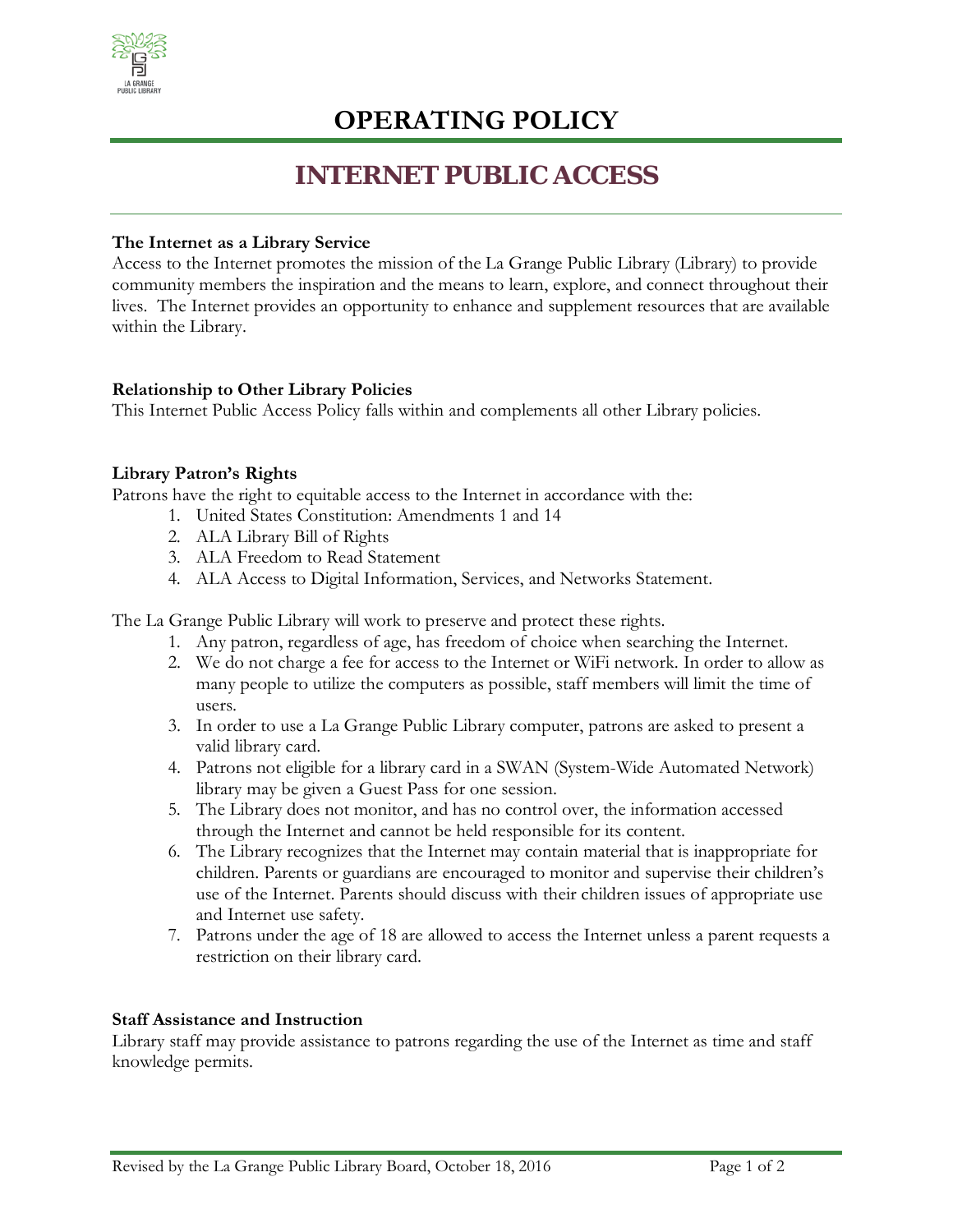# OPERATING POLICY

## INTERNET PUBLIC ACCESS

**The Internet as a Library Service**

Access to the Internet promotes the mission of the La Grange Public Library (Library) to provide community members the inspiration and the means to learn, explore, and connect throughout their lives. The Internet provides an opportunity to enhance and supplement resources that are available within the Library.

**Relationship to Other Library Policies**

This Internet Public Access Policy falls within and complements all other Library policies.

**Library Patron's Rights**

Patrons have the right to equitable access to the Internet in accordance with the:

1. United States Constitution: Amendments 1 and 14
2. ALA Library Bill of Rights
3. ALA Freedom to Read Statement
4. ALA Access to Digital Information, Services, and Networks Statement.

The La Grange Public Library will work to preserve and protect these rights.

1. Any patron, regardless of age, has freedom of choice when searching the Internet.
2. We do not charge a fee for access to the Internet or WiFi network. In order to allow as many people to utilize the computers as possible, staff members will limit the time of users.
3. In order to use a La Grange Public Library computer, patrons are asked to present a valid library card.
4. Patrons not eligible for a library card in a SWAN (System-Wide Automated Network) library may be given a Guest Pass for one session.
5. The Library does not monitor, and has no control over, the information accessed through the Internet and cannot be held responsible for its content.
6. The Library recognizes that the Internet may contain material that is inappropriate for children. Parents or guardians are encouraged to monitor and supervise their children's use of the Internet. Parents should discuss with their children issues of appropriate use and Internet use safety.
7. Patrons under the age of 18 are allowed to access the Internet unless a parent requests a restriction on their library card.

**Staff Assistance and Instruction**

Library staff may provide assistance to patrons regarding the use of the Internet as time and staff knowledge permits.

Revised by the La Grange Public Library Board, October 18, 2016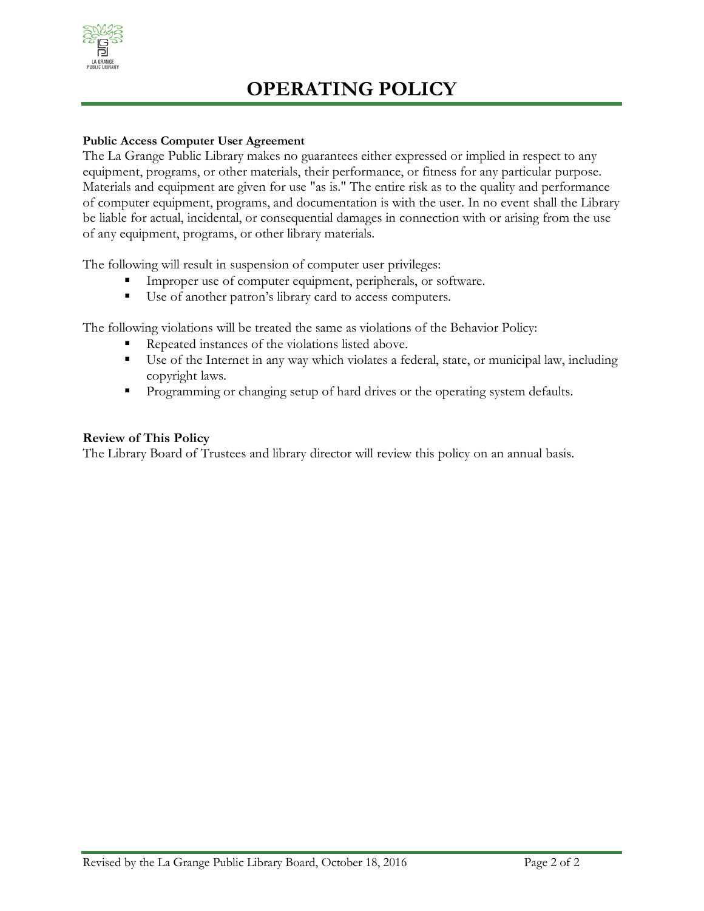# OPERATING POLICY

**Public Access Computer User Agreement**

The La Grange Public Library makes no guarantees either expressed or implied in respect to any equipment, programs, or other materials, their performance, or fitness for any particular purpose. Materials and equipment are given for use "as is." The entire risk as to the quality and performance of computer equipment, programs, and documentation is with the user. In no event shall the Library be liable for actual, incidental, or consequential damages in connection with or arising from the use of any equipment, programs, or other library materials.

The following will result in suspension of computer user privileges:

- Improper use of computer equipment, peripherals, or software.
- Use of another patron's library card to access computers.

The following violations will be treated the same as violations of the Behavior Policy:

- Repeated instances of the violations listed above.
- Use of the Internet in any way which violates a federal, state, or municipal law, including copyright laws.
- Programming or changing setup of hard drives or the operating system defaults.

**Review of This Policy**

The Library Board of Trustees and library director will review this policy on an annual basis.

Revised by the La Grange Public Library Board, October 18, 2016